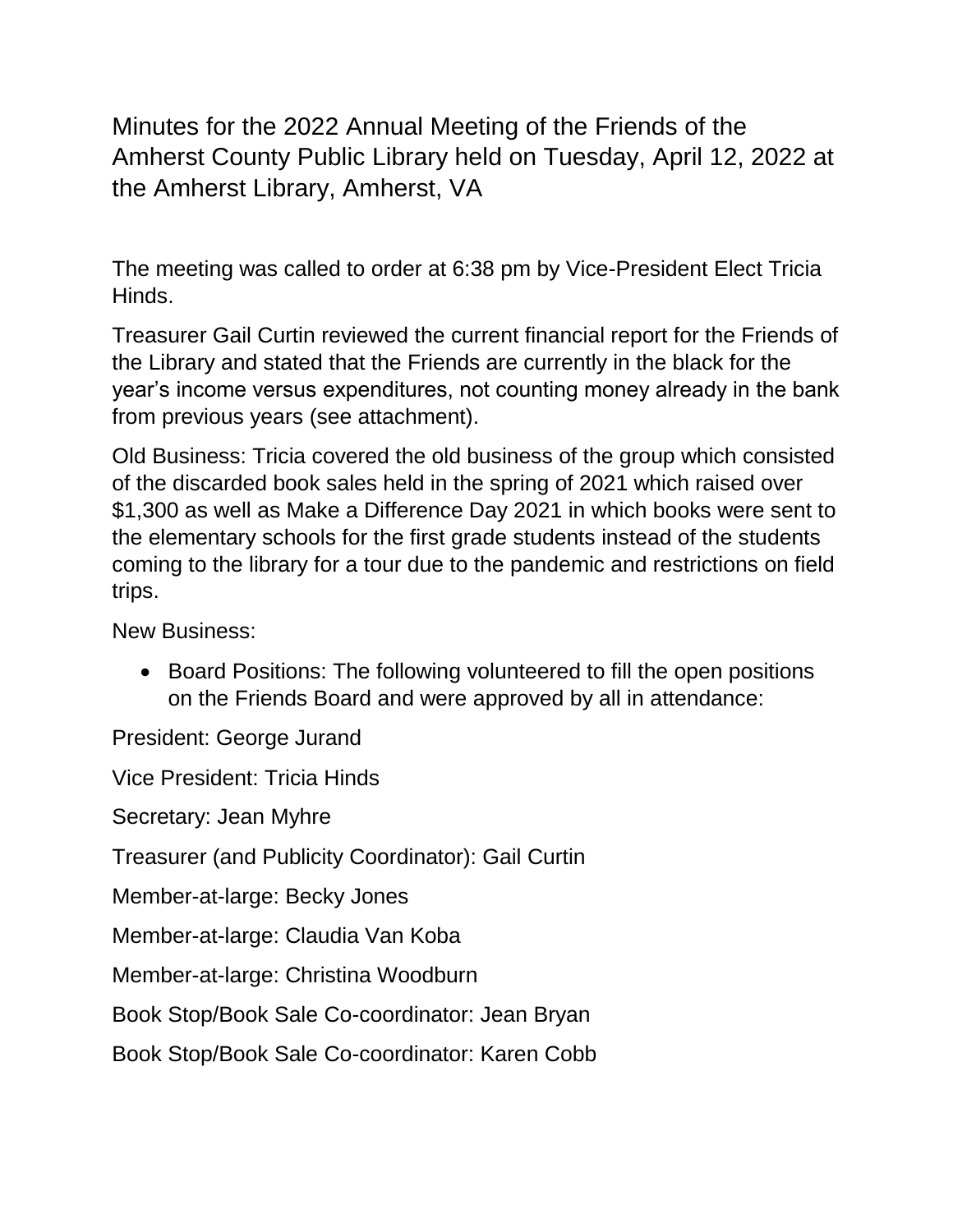# Minutes for the 2022 Annual Meeting of the Friends of the Amherst County Public Library held on Tuesday, April 12, 2022 at the Amherst Library, Amherst, VA

The meeting was called to order at 6:38 pm by Vice-President Elect Tricia Hinds.

Treasurer Gail Curtin reviewed the current financial report for the Friends of the Library and stated that the Friends are currently in the black for the year's income versus expenditures, not counting money already in the bank from previous years (see attachment).

Old Business: Tricia covered the old business of the group which consisted of the discarded book sales held in the spring of 2021 which raised over $1,300 as well as Make a Difference Day 2021 in which books were sent to the elementary schools for the first grade students instead of the students coming to the library for a tour due to the pandemic and restrictions on field trips.

New Business:

- Board Positions: The following volunteered to fill the open positions on the Friends Board and were approved by all in attendance:

President: George Jurand

Vice President: Tricia Hinds

Secretary: Jean Myhre

Treasurer (and Publicity Coordinator): Gail Curtin

Member-at-large: Becky Jones

Member-at-large: Claudia Van Koba

Member-at-large: Christina Woodburn

Book Stop/Book Sale Co-coordinator: Jean Bryan

Book Stop/Book Sale Co-coordinator: Karen Cobb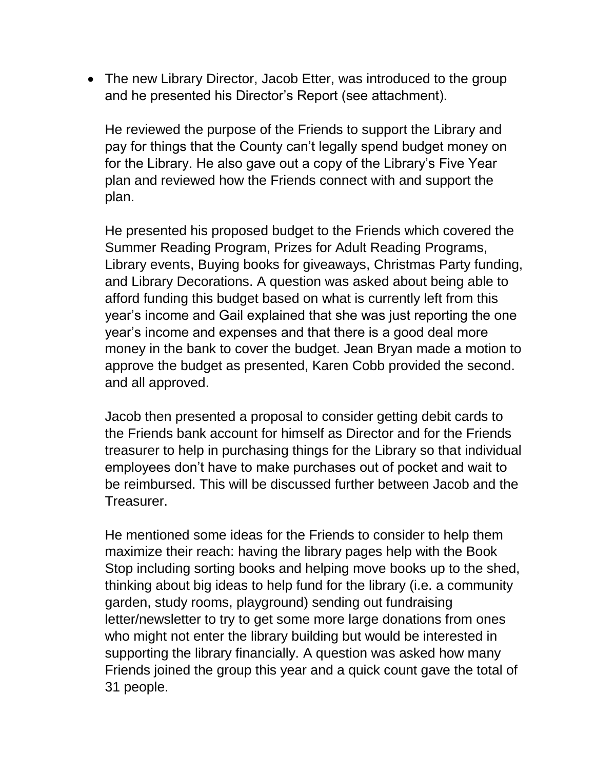- The new Library Director, Jacob Etter, was introduced to the group and he presented his Director's Report (see attachment).

  He reviewed the purpose of the Friends to support the Library and pay for things that the County can't legally spend budget money on for the Library. He also gave out a copy of the Library's Five Year plan and reviewed how the Friends connect with and support the plan.

  He presented his proposed budget to the Friends which covered the Summer Reading Program, Prizes for Adult Reading Programs, Library events, Buying books for giveaways, Christmas Party funding, and Library Decorations. A question was asked about being able to afford funding this budget based on what is currently left from this year's income and Gail explained that she was just reporting the one year's income and expenses and that there is a good deal more money in the bank to cover the budget. Jean Bryan made a motion to approve the budget as presented, Karen Cobb provided the second. and all approved.

  Jacob then presented a proposal to consider getting debit cards to the Friends bank account for himself as Director and for the Friends treasurer to help in purchasing things for the Library so that individual employees don't have to make purchases out of pocket and wait to be reimbursed. This will be discussed further between Jacob and the Treasurer.

  He mentioned some ideas for the Friends to consider to help them maximize their reach: having the library pages help with the Book Stop including sorting books and helping move books up to the shed, thinking about big ideas to help fund for the library (i.e. a community garden, study rooms, playground) sending out fundraising letter/newsletter to try to get some more large donations from ones who might not enter the library building but would be interested in supporting the library financially. A question was asked how many Friends joined the group this year and a quick count gave the total of 31 people.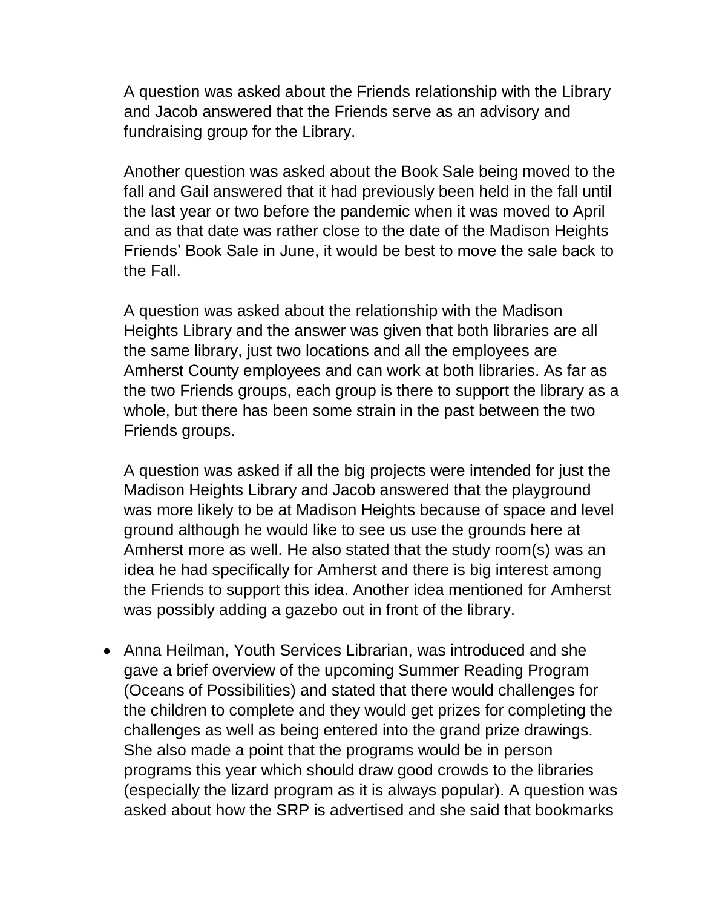A question was asked about the Friends relationship with the Library and Jacob answered that the Friends serve as an advisory and fundraising group for the Library.

Another question was asked about the Book Sale being moved to the fall and Gail answered that it had previously been held in the fall until the last year or two before the pandemic when it was moved to April and as that date was rather close to the date of the Madison Heights Friends' Book Sale in June, it would be best to move the sale back to the Fall.

A question was asked about the relationship with the Madison Heights Library and the answer was given that both libraries are all the same library, just two locations and all the employees are Amherst County employees and can work at both libraries. As far as the two Friends groups, each group is there to support the library as a whole, but there has been some strain in the past between the two Friends groups.

A question was asked if all the big projects were intended for just the Madison Heights Library and Jacob answered that the playground was more likely to be at Madison Heights because of space and level ground although he would like to see us use the grounds here at Amherst more as well. He also stated that the study room(s) was an idea he had specifically for Amherst and there is big interest among the Friends to support this idea. Another idea mentioned for Amherst was possibly adding a gazebo out in front of the library.

- Anna Heilman, Youth Services Librarian, was introduced and she gave a brief overview of the upcoming Summer Reading Program (Oceans of Possibilities) and stated that there would challenges for the children to complete and they would get prizes for completing the challenges as well as being entered into the grand prize drawings. She also made a point that the programs would be in person programs this year which should draw good crowds to the libraries (especially the lizard program as it is always popular). A question was asked about how the SRP is advertised and she said that bookmarks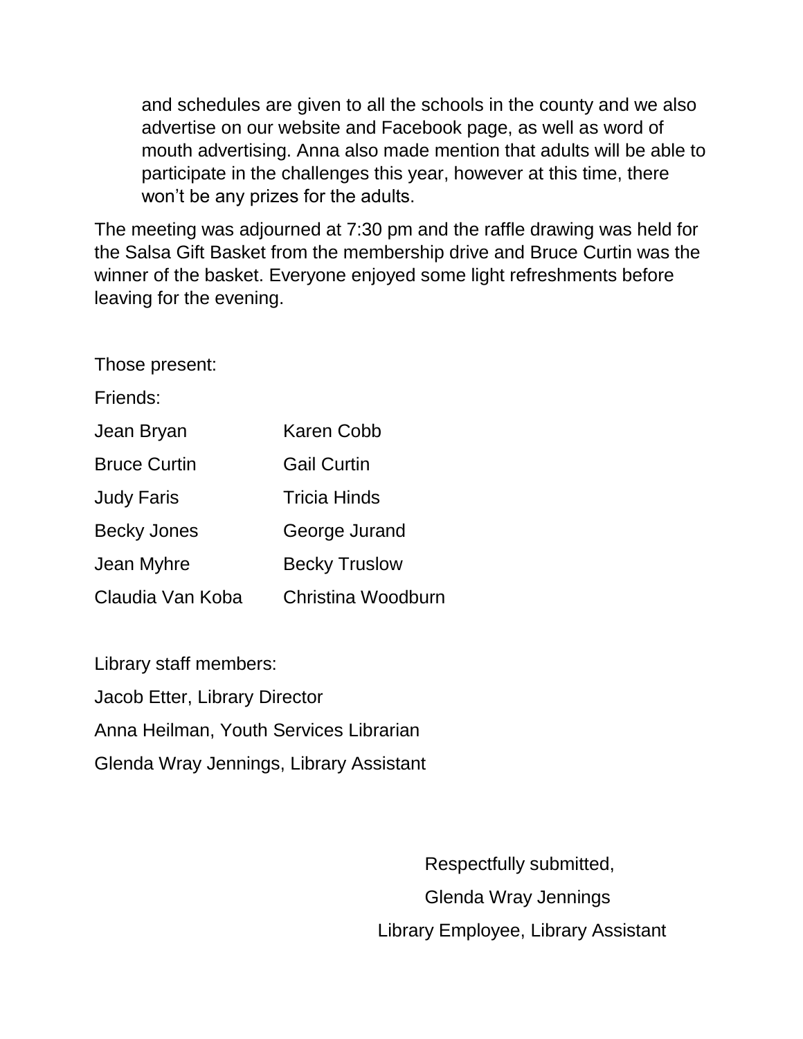and schedules are given to all the schools in the county and we also advertise on our website and Facebook page, as well as word of mouth advertising. Anna also made mention that adults will be able to participate in the challenges this year, however at this time, there won't be any prizes for the adults.

The meeting was adjourned at 7:30 pm and the raffle drawing was held for the Salsa Gift Basket from the membership drive and Bruce Curtin was the winner of the basket. Everyone enjoyed some light refreshments before leaving for the evening.

Those present:

Friends:

| | |
|---|---|
| Jean Bryan | Karen Cobb |
| Bruce Curtin | Gail Curtin |
| Judy Faris | Tricia Hinds |
| Becky Jones | George Jurand |
| Jean Myhre | Becky Truslow |
| Claudia Van Koba | Christina Woodburn |

Library staff members:

Jacob Etter, Library Director

Anna Heilman, Youth Services Librarian

Glenda Wray Jennings, Library Assistant

Respectfully submitted,

Glenda Wray Jennings

Library Employee, Library Assistant